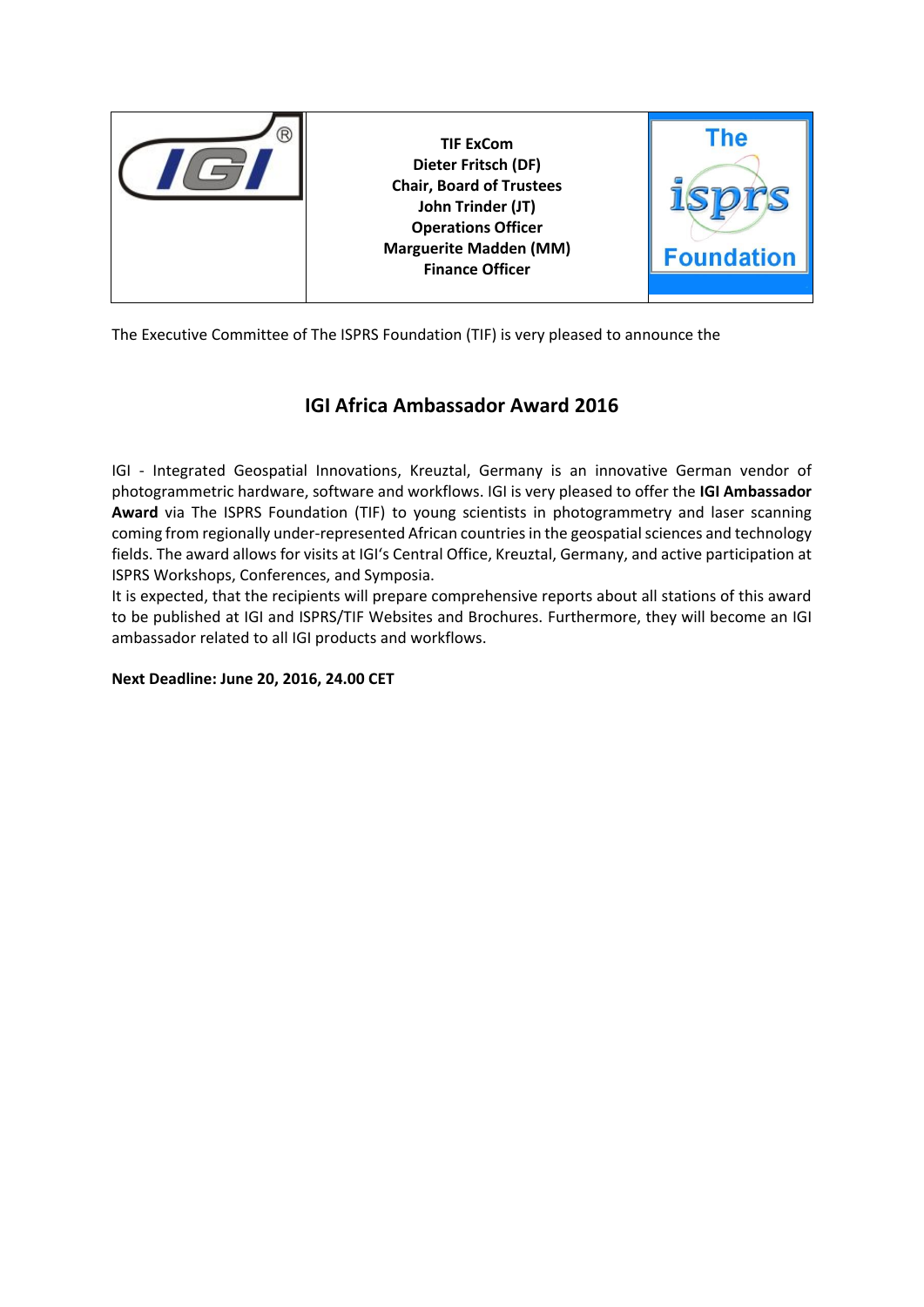| | TIF ExCom<br>Dieter Fritsch (DF)<br>Chair, Board of Trustees<br>John Trinder (JT)<br>Operations Officer<br>Marguerite Madden (MM)<br>Finance Officer | |
|---|---|---|

The Executive Committee of The ISPRS Foundation (TIF) is very pleased to announce the

## IGI Africa Ambassador Award 2016

IGI - Integrated Geospatial Innovations, Kreuztal, Germany is an innovative German vendor of photogrammetric hardware, software and workflows. IGI is very pleased to offer the **IGI Ambassador Award** via The ISPRS Foundation (TIF) to young scientists in photogrammetry and laser scanning coming from regionally under-represented African countries in the geospatial sciences and technology fields. The award allows for visits at IGI's Central Office, Kreuztal, Germany, and active participation at ISPRS Workshops, Conferences, and Symposia.

It is expected, that the recipients will prepare comprehensive reports about all stations of this award to be published at IGI and ISPRS/TIF Websites and Brochures. Furthermore, they will become an IGI ambassador related to all IGI products and workflows.

**Next Deadline: June 20, 2016, 24.00 CET**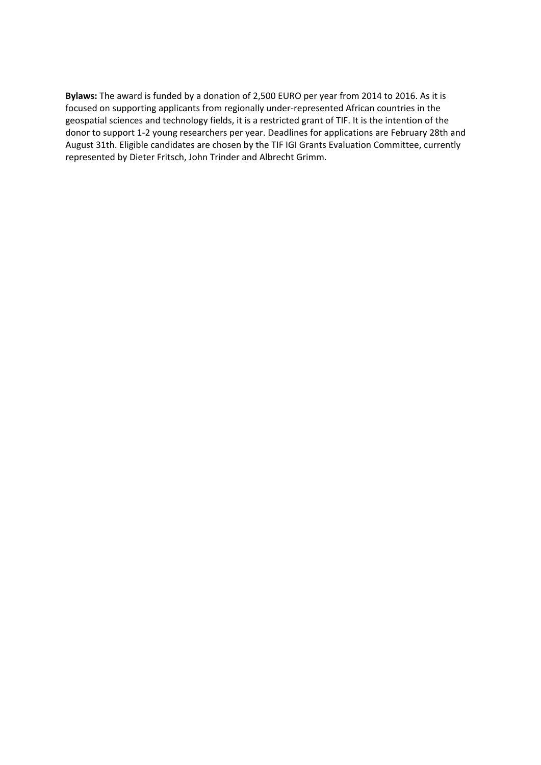**Bylaws:** The award is funded by a donation of 2,500 EURO per year from 2014 to 2016. As it is focused on supporting applicants from regionally under-represented African countries in the geospatial sciences and technology fields, it is a restricted grant of TIF. It is the intention of the donor to support 1-2 young researchers per year. Deadlines for applications are February 28th and August 31th. Eligible candidates are chosen by the TIF IGI Grants Evaluation Committee, currently represented by Dieter Fritsch, John Trinder and Albrecht Grimm.